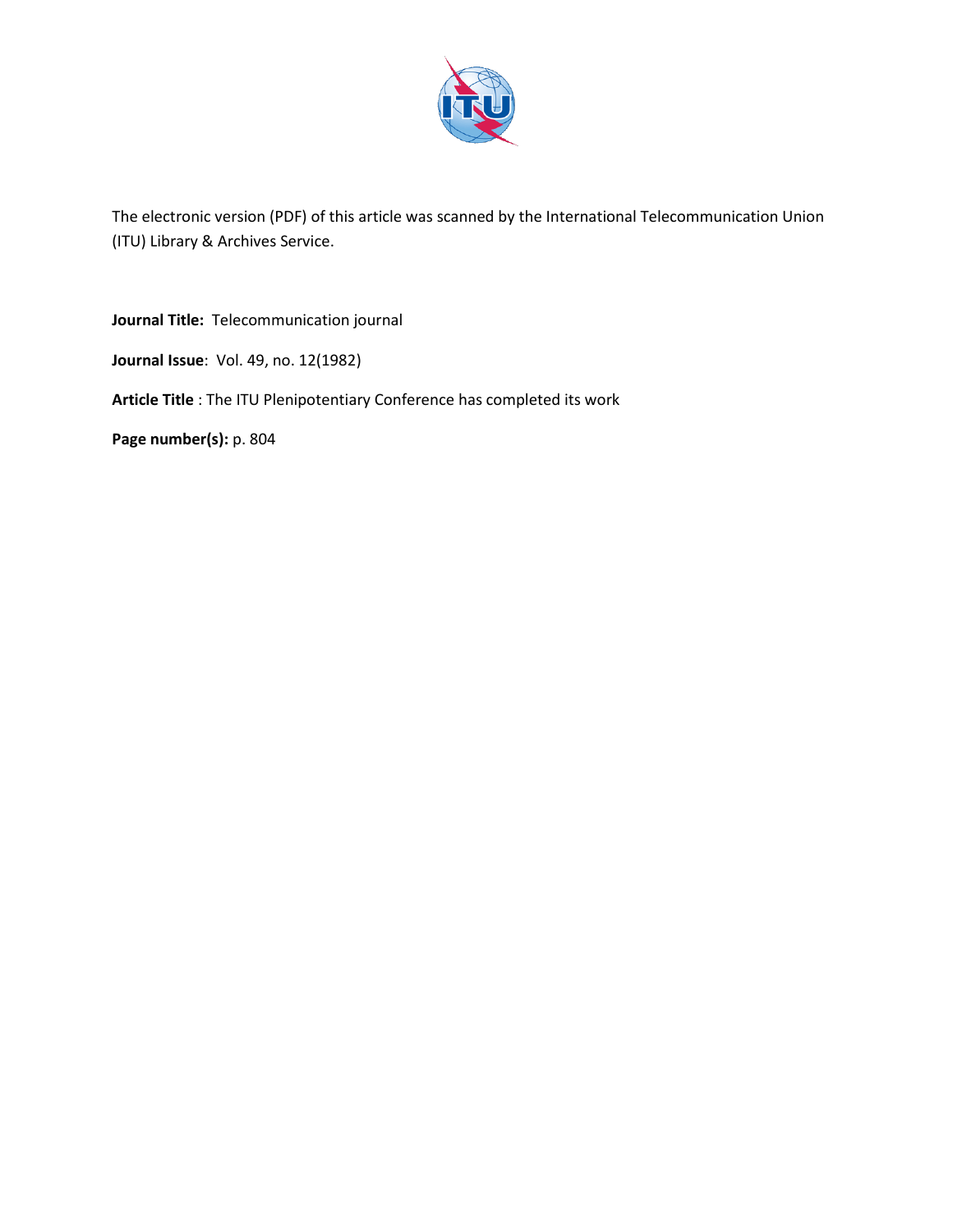The electronic version (PDF) of this article was scanned by the International Telecommunication Union (ITU) Library & Archives Service.

**Journal Title:** Telecommunication journal

**Journal Issue**: Vol. 49, no. 12(1982)

**Article Title** : The ITU Plenipotentiary Conference has completed its work

**Page number(s):** p. 804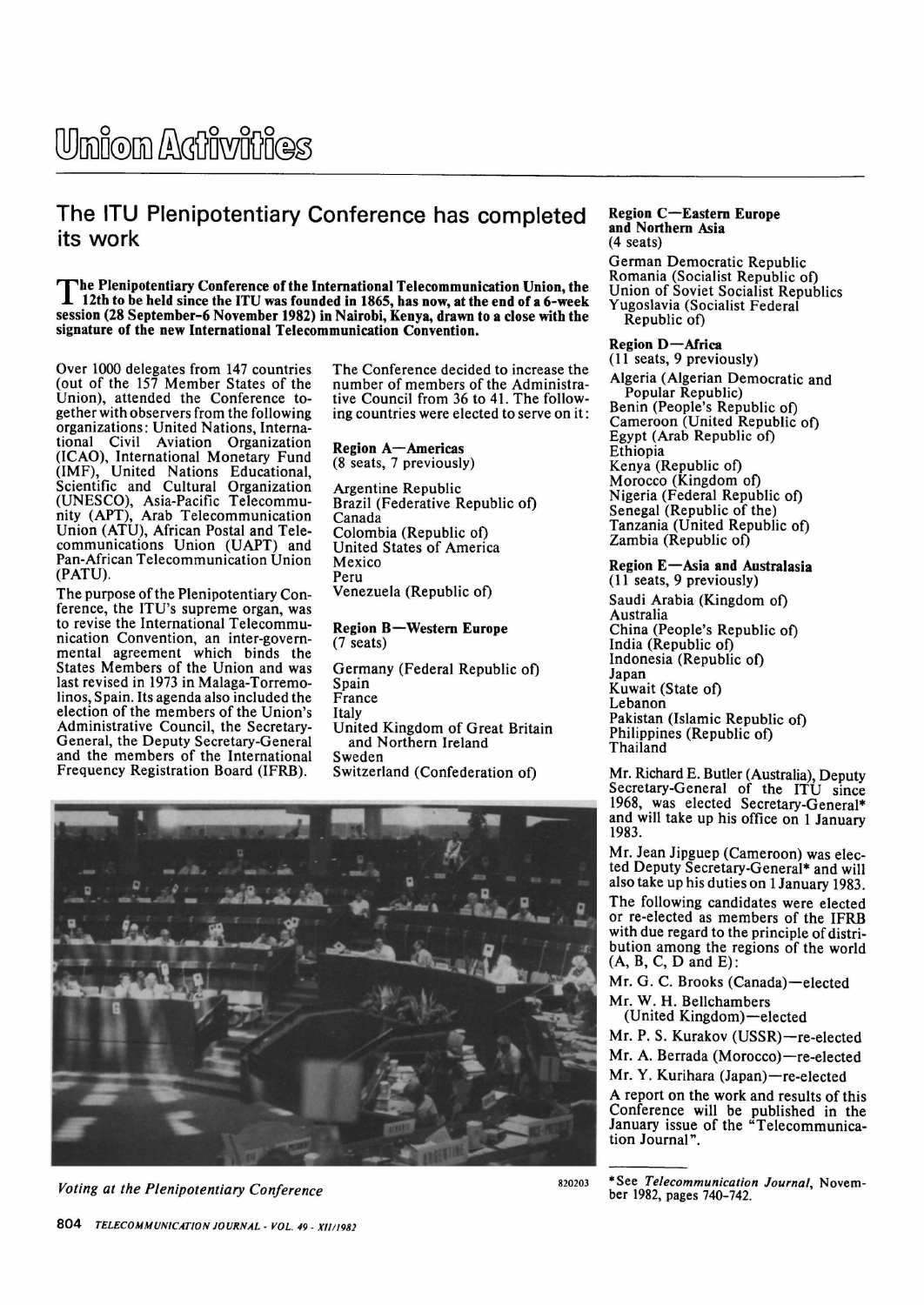# Union Activities

## The ITU Plenipotentiary Conference has completed its work

**The Plenipotentiary Conference of the International Telecommunication Union, the 12th to be held since the ITU was founded in 1865, has now, at the end of a 6-week session (28 September–6 November 1982) in Nairobi, Kenya, drawn to a close with the signature of the new International Telecommunication Convention.**

Over 1000 delegates from 147 countries (out of the 157 Member States of the Union), attended the Conference together with observers from the following organizations: United Nations, International Civil Aviation Organization (ICAO), International Monetary Fund (IMF), United Nations Educational, Scientific and Cultural Organization (UNESCO), Asia-Pacific Telecommunity (APT), Arab Telecommunication Union (ATU), African Postal and Telecommunications Union (UAPT) and Pan-African Telecommunication Union (PATU).

The purpose of the Plenipotentiary Conference, the ITU's supreme organ, was to revise the International Telecommunication Convention, an inter-governmental agreement which binds the States Members of the Union and was last revised in 1973 in Malaga-Torremolinos, Spain. Its agenda also included the election of the members of the Union's Administrative Council, the Secretary-General, the Deputy Secretary-General and the members of the International Frequency Registration Board (IFRB).

The Conference decided to increase the number of members of the Administrative Council from 36 to 41. The following countries were elected to serve on it:

**Region A—Americas**
(8 seats, 7 previously)

Argentine Republic
Brazil (Federative Republic of)
Canada
Colombia (Republic of)
United States of America
Mexico
Peru
Venezuela (Republic of)

**Region B—Western Europe**
(7 seats)

Germany (Federal Republic of)
Spain
France
Italy
United Kingdom of Great Britain and Northern Ireland
Sweden
Switzerland (Confederation of)

*Voting at the Plenipotentiary Conference*

820203

**Region C—Eastern Europe and Northern Asia**
(4 seats)

German Democratic Republic
Romania (Socialist Republic of)
Union of Soviet Socialist Republics
Yugoslavia (Socialist Federal Republic of)

**Region D—Africa**
(11 seats, 9 previously)

Algeria (Algerian Democratic and Popular Republic)
Benin (People's Republic of)
Cameroon (United Republic of)
Egypt (Arab Republic of)
Ethiopia
Kenya (Republic of)
Morocco (Kingdom of)
Nigeria (Federal Republic of)
Senegal (Republic of the)
Tanzania (United Republic of)
Zambia (Republic of)

**Region E—Asia and Australasia**
(11 seats, 9 previously)

Saudi Arabia (Kingdom of)
Australia
China (People's Republic of)
India (Republic of)
Indonesia (Republic of)
Japan
Kuwait (State of)
Lebanon
Pakistan (Islamic Republic of)
Philippines (Republic of)
Thailand

Mr. Richard E. Butler (Australia), Deputy Secretary-General of the ITU since 1968, was elected Secretary-General* and will take up his office on 1 January 1983.

Mr. Jean Jipguep (Cameroon) was elected Deputy Secretary-General* and will also take up his duties on 1 January 1983.

The following candidates were elected or re-elected as members of the IFRB with due regard to the principle of distribution among the regions of the world (A, B, C, D and E):

Mr. G. C. Brooks (Canada)—elected
Mr. W. H. Bellchambers (United Kingdom)—elected
Mr. P. S. Kurakov (USSR)—re-elected
Mr. A. Berrada (Morocco)—re-elected
Mr. Y. Kurihara (Japan)—re-elected

A report on the work and results of this Conference will be published in the January issue of the "Telecommunication Journal".

---

*See *Telecommunication Journal*, November 1982, pages 740–742.